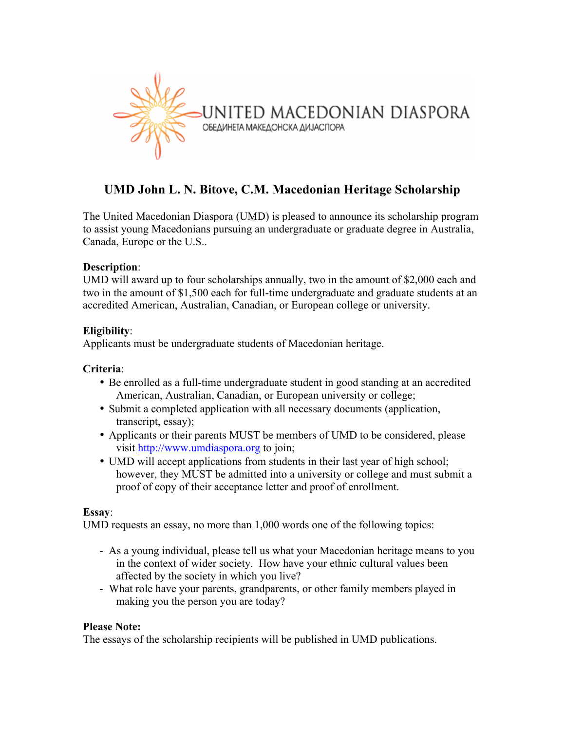UNITED MACEDONIAN DIASPORA
ОБЕДИНЕТА МАКЕДОНСКА ДИЈАСПОРА

# UMD John L. N. Bitove, C.M. Macedonian Heritage Scholarship

The United Macedonian Diaspora (UMD) is pleased to announce its scholarship program to assist young Macedonians pursuing an undergraduate or graduate degree in Australia, Canada, Europe or the U.S..

**Description**:
UMD will award up to four scholarships annually, two in the amount of $2,000 each and two in the amount of $1,500 each for full-time undergraduate and graduate students at an accredited American, Australian, Canadian, or European college or university.

**Eligibility**:
Applicants must be undergraduate students of Macedonian heritage.

**Criteria**:

- Be enrolled as a full-time undergraduate student in good standing at an accredited American, Australian, Canadian, or European university or college;
- Submit a completed application with all necessary documents (application, transcript, essay);
- Applicants or their parents MUST be members of UMD to be considered, please visit http://www.umdiaspora.org to join;
- UMD will accept applications from students in their last year of high school; however, they MUST be admitted into a university or college and must submit a proof of copy of their acceptance letter and proof of enrollment.

**Essay**:
UMD requests an essay, no more than 1,000 words one of the following topics:

- As a young individual, please tell us what your Macedonian heritage means to you in the context of wider society. How have your ethnic cultural values been affected by the society in which you live?
- What role have your parents, grandparents, or other family members played in making you the person you are today?

**Please Note:**
The essays of the scholarship recipients will be published in UMD publications.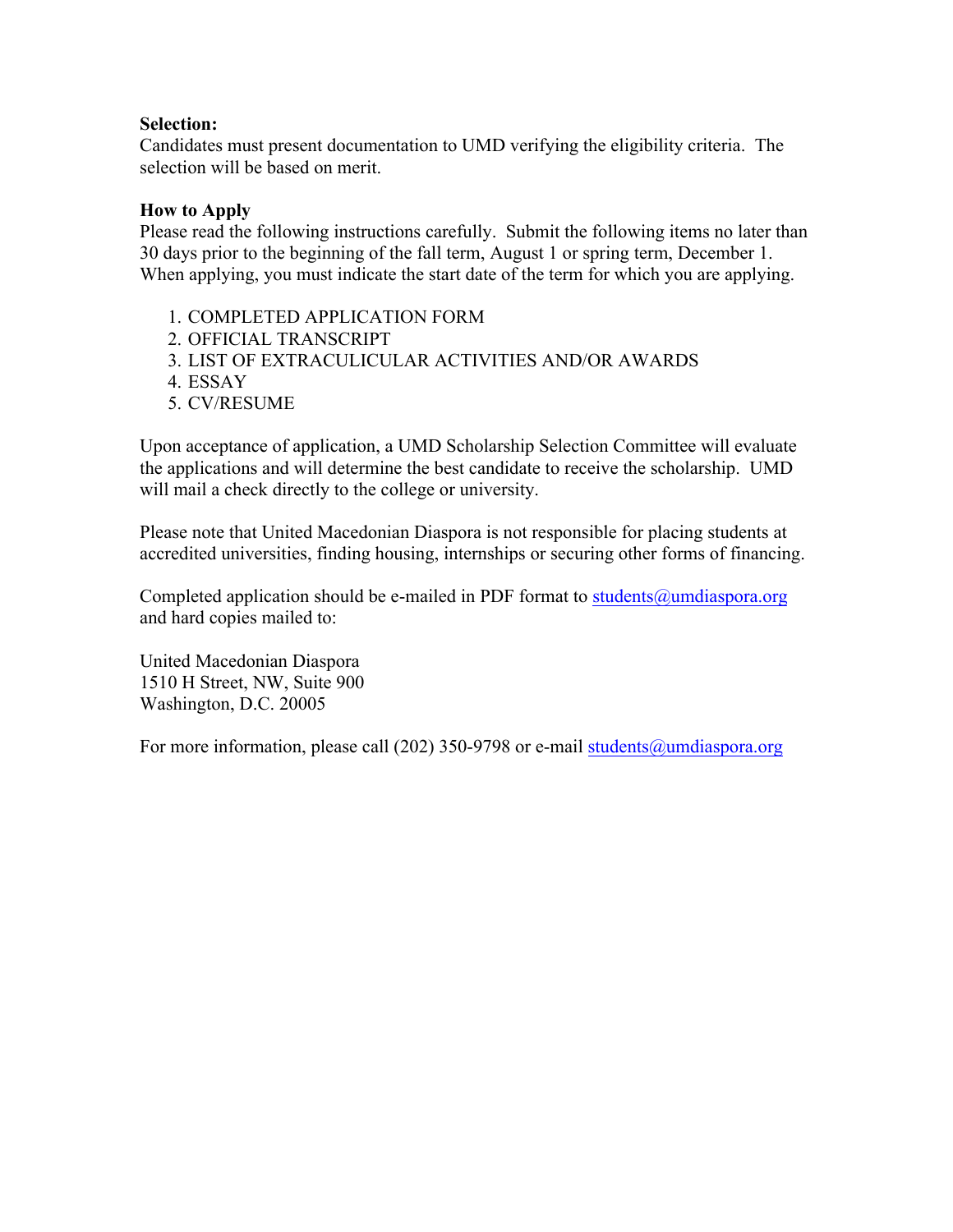**Selection:**
Candidates must present documentation to UMD verifying the eligibility criteria. The selection will be based on merit.

**How to Apply**
Please read the following instructions carefully. Submit the following items no later than 30 days prior to the beginning of the fall term, August 1 or spring term, December 1. When applying, you must indicate the start date of the term for which you are applying.

1. COMPLETED APPLICATION FORM
2. OFFICIAL TRANSCRIPT
3. LIST OF EXTRACULICULAR ACTIVITIES AND/OR AWARDS
4. ESSAY
5. CV/RESUME

Upon acceptance of application, a UMD Scholarship Selection Committee will evaluate the applications and will determine the best candidate to receive the scholarship. UMD will mail a check directly to the college or university.

Please note that United Macedonian Diaspora is not responsible for placing students at accredited universities, finding housing, internships or securing other forms of financing.

Completed application should be e-mailed in PDF format to students@umdiaspora.org and hard copies mailed to:

United Macedonian Diaspora
1510 H Street, NW, Suite 900
Washington, D.C. 20005

For more information, please call (202) 350-9798 or e-mail students@umdiaspora.org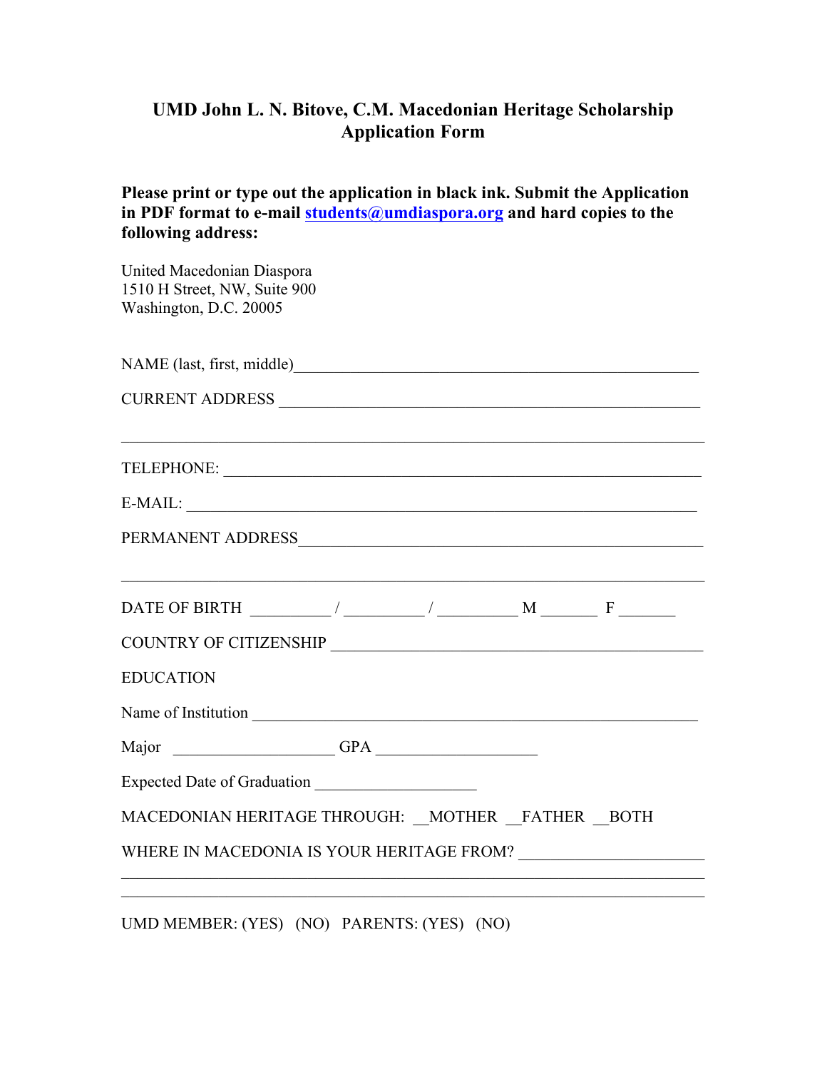# UMD John L. N. Bitove, C.M. Macedonian Heritage Scholarship Application Form

**Please print or type out the application in black ink. Submit the Application in PDF format to e-mail students@umdiaspora.org and hard copies to the following address:**

United Macedonian Diaspora
1510 H Street, NW, Suite 900
Washington, D.C. 20005

NAME (last, first, middle)___________________________________________________

CURRENT ADDRESS ______________________________________________________

_____________________________________________________________________

TELEPHONE: ___________________________________________________________

E-MAIL: _______________________________________________________________

PERMANENT ADDRESS___________________________________________________

_____________________________________________________________________

DATE OF BIRTH _________ / _________ / _________ M _______ F _______

COUNTRY OF CITIZENSHIP _______________________________________________

EDUCATION

Name of Institution _______________________________________________________

Major ___________________ GPA ___________________

Expected Date of Graduation ___________________

MACEDONIAN HERITAGE THROUGH: __MOTHER __FATHER __BOTH

WHERE IN MACEDONIA IS YOUR HERITAGE FROM? ______________________

_____________________________________________________________________

_____________________________________________________________________

UMD MEMBER: (YES) (NO) PARENTS: (YES) (NO)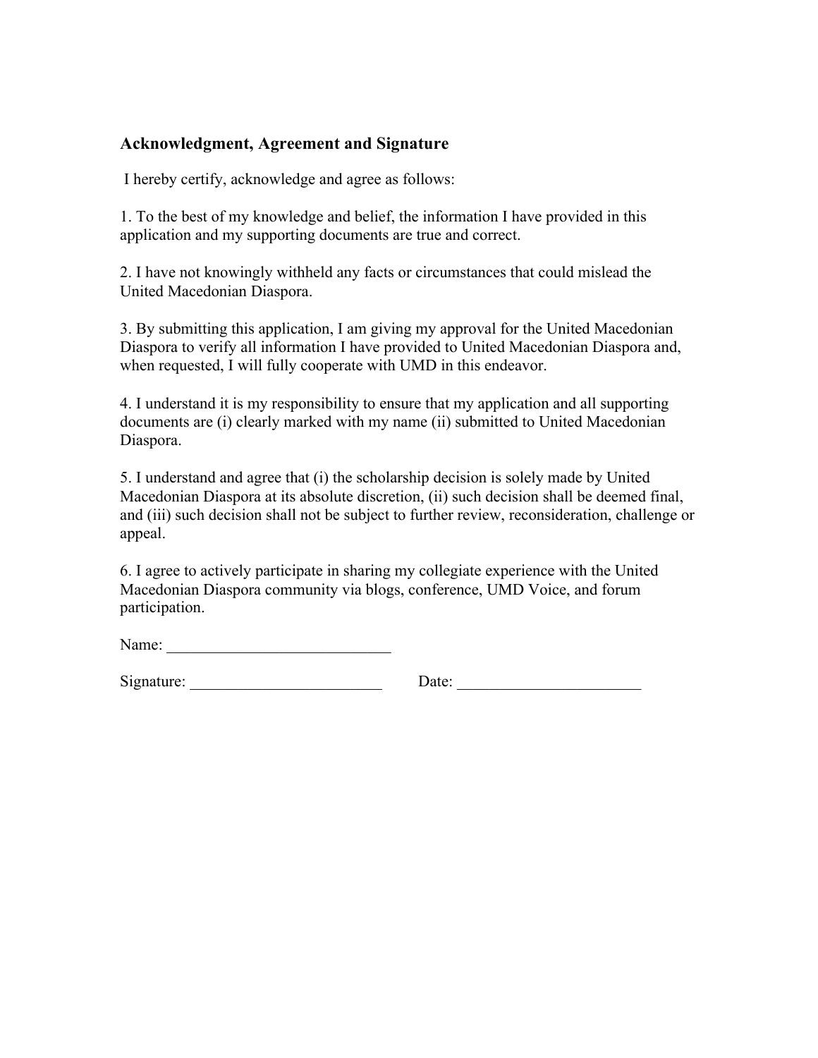## Acknowledgment, Agreement and Signature

I hereby certify, acknowledge and agree as follows:

1. To the best of my knowledge and belief, the information I have provided in this application and my supporting documents are true and correct.

2. I have not knowingly withheld any facts or circumstances that could mislead the United Macedonian Diaspora.

3. By submitting this application, I am giving my approval for the United Macedonian Diaspora to verify all information I have provided to United Macedonian Diaspora and, when requested, I will fully cooperate with UMD in this endeavor.

4. I understand it is my responsibility to ensure that my application and all supporting documents are (i) clearly marked with my name (ii) submitted to United Macedonian Diaspora.

5. I understand and agree that (i) the scholarship decision is solely made by United Macedonian Diaspora at its absolute discretion, (ii) such decision shall be deemed final, and (iii) such decision shall not be subject to further review, reconsideration, challenge or appeal.

6. I agree to actively participate in sharing my collegiate experience with the United Macedonian Diaspora community via blogs, conference, UMD Voice, and forum participation.

Name: ____________________________

Signature: ________________________ Date: _______________________